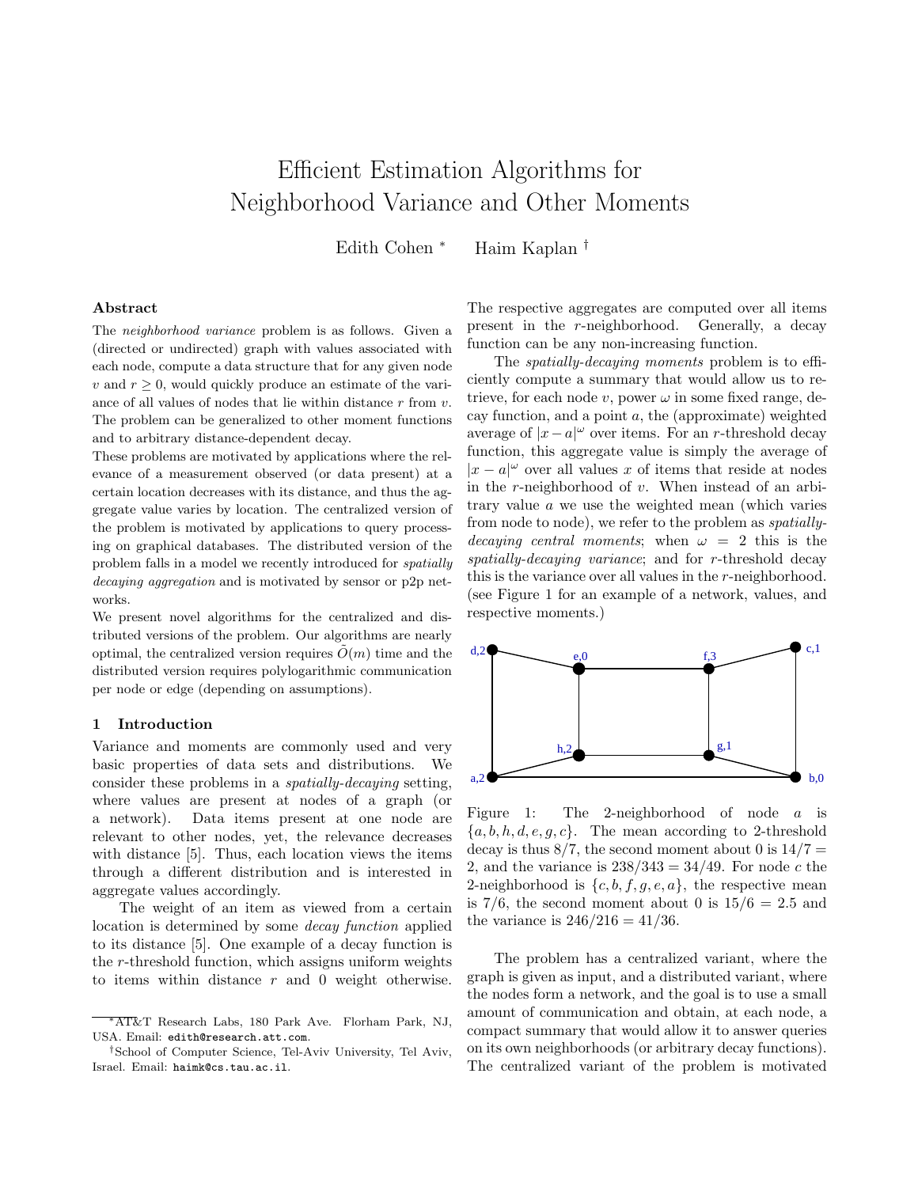# Efficient Estimation Algorithms for Neighborhood Variance and Other Moments

Edith Cohen * Haim Kaplan †

### Abstract

The *neighborhood variance* problem is as follows. Given a (directed or undirected) graph with values associated with each node, compute a data structure that for any given node $v$ and $r \geq 0$, would quickly produce an estimate of the variance of all values of nodes that lie within distance $r$ from $v$. The problem can be generalized to other moment functions and to arbitrary distance-dependent decay.

These problems are motivated by applications where the relevance of a measurement observed (or data present) at a certain location decreases with its distance, and thus the aggregate value varies by location. The centralized version of the problem is motivated by applications to query processing on graphical databases. The distributed version of the problem falls in a model we recently introduced for *spatially decaying aggregation* and is motivated by sensor or p2p networks.

We present novel algorithms for the centralized and distributed versions of the problem. Our algorithms are nearly optimal, the centralized version requires $\tilde{O}(m)$ time and the distributed version requires polylogarithmic communication per node or edge (depending on assumptions).

## 1 Introduction

Variance and moments are commonly used and very basic properties of data sets and distributions. We consider these problems in a *spatially-decaying* setting, where values are present at nodes of a graph (or a network). Data items present at one node are relevant to other nodes, yet, the relevance decreases with distance [5]. Thus, each location views the items through a different distribution and is interested in aggregate values accordingly.

The weight of an item as viewed from a certain location is determined by some *decay function* applied to its distance [5]. One example of a decay function is the $r$-threshold function, which assigns uniform weights to items within distance $r$ and 0 weight otherwise. The respective aggregates are computed over all items present in the $r$-neighborhood. Generally, a decay function can be any non-increasing function.

The *spatially-decaying moments* problem is to efficiently compute a summary that would allow us to retrieve, for each node $v$, power $\omega$ in some fixed range, decay function, and a point $a$, the (approximate) weighted average of $|x - a|^{\omega}$ over items. For an $r$-threshold decay function, this aggregate value is simply the average of $|x - a|^{\omega}$ over all values $x$ of items that reside at nodes in the $r$-neighborhood of $v$. When instead of an arbitrary value $a$ we use the weighted mean (which varies from node to node), we refer to the problem as *spatially-decaying central moments*; when $\omega = 2$ this is the *spatially-decaying variance*; and for $r$-threshold decay this is the variance over all values in the $r$-neighborhood. (see Figure 1 for an example of a network, values, and respective moments.)

Figure 1: The 2-neighborhood of node $a$ is $\{a, b, h, d, e, g, c\}$. The mean according to 2-threshold decay is thus $8/7$, the second moment about 0 is $14/7 = 2$, and the variance is $238/343 = 34/49$. For node $c$ the 2-neighborhood is $\{c, b, f, g, e, a\}$, the respective mean is $7/6$, the second moment about 0 is $15/6 = 2.5$ and the variance is $246/216 = 41/36$.

The problem has a centralized variant, where the graph is given as input, and a distributed variant, where the nodes form a network, and the goal is to use a small amount of communication and obtain, at each node, a compact summary that would allow it to answer queries on its own neighborhoods (or arbitrary decay functions). The centralized variant of the problem is motivated

*AT&T Research Labs, 180 Park Ave. Florham Park, NJ, USA. Email: edith@research.att.com.

†School of Computer Science, Tel-Aviv University, Tel Aviv, Israel. Email: haimk@cs.tau.ac.il.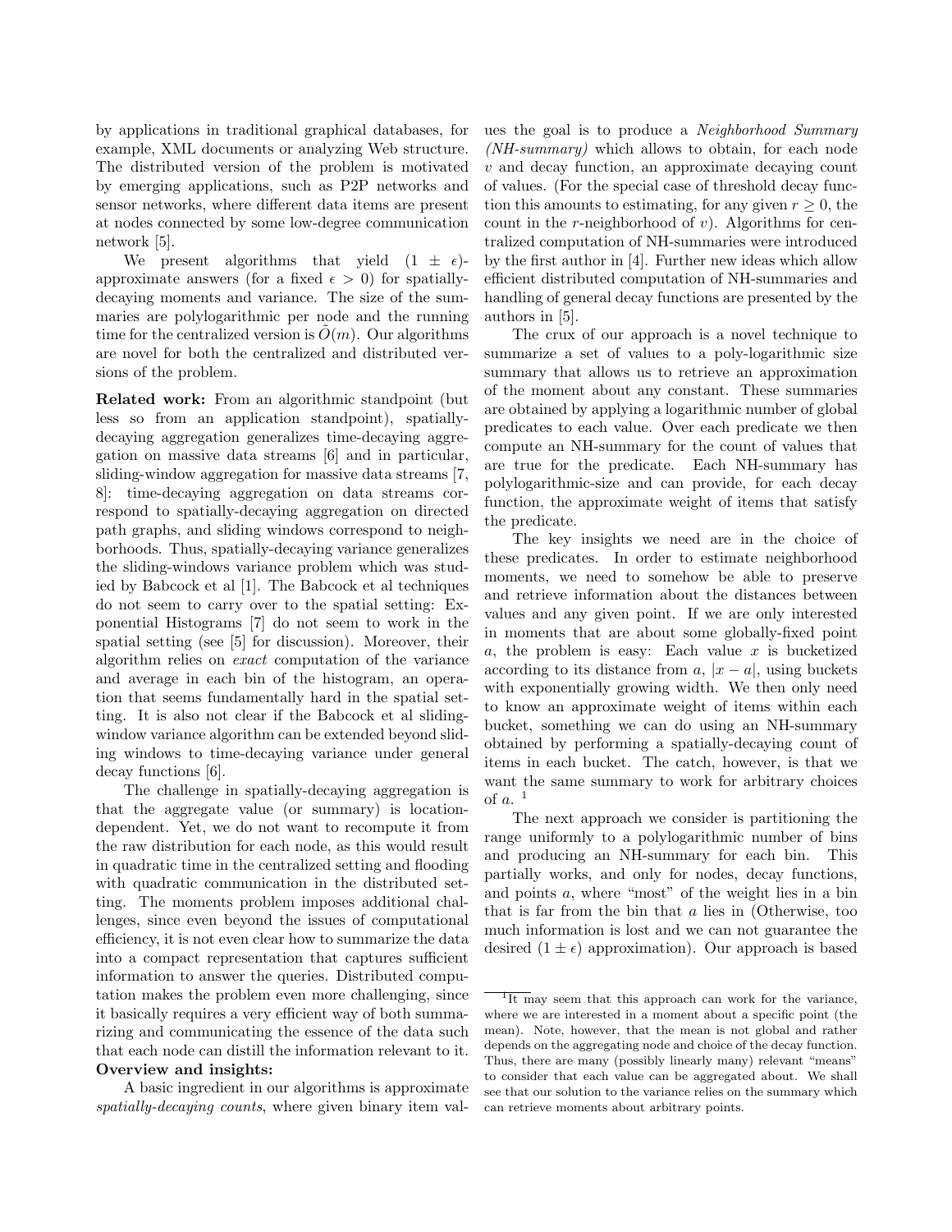by applications in traditional graphical databases, for example, XML documents or analyzing Web structure. The distributed version of the problem is motivated by emerging applications, such as P2P networks and sensor networks, where different data items are present at nodes connected by some low-degree communication network [5].

We present algorithms that yield $(1 \pm \epsilon)$-approximate answers (for a fixed $\epsilon > 0$) for spatially-decaying moments and variance. The size of the summaries are polylogarithmic per node and the running time for the centralized version is $\tilde{O}(m)$. Our algorithms are novel for both the centralized and distributed versions of the problem.

**Related work:** From an algorithmic standpoint (but less so from an application standpoint), spatially-decaying aggregation generalizes time-decaying aggregation on massive data streams [6] and in particular, sliding-window aggregation for massive data streams [7, 8]: time-decaying aggregation on data streams correspond to spatially-decaying aggregation on directed path graphs, and sliding windows correspond to neighborhoods. Thus, spatially-decaying variance generalizes the sliding-windows variance problem which was studied by Babcock et al [1]. The Babcock et al techniques do not seem to carry over to the spatial setting: Exponential Histograms [7] do not seem to work in the spatial setting (see [5] for discussion). Moreover, their algorithm relies on *exact* computation of the variance and average in each bin of the histogram, an operation that seems fundamentally hard in the spatial setting. It is also not clear if the Babcock et al sliding-window variance algorithm can be extended beyond sliding windows to time-decaying variance under general decay functions [6].

The challenge in spatially-decaying aggregation is that the aggregate value (or summary) is location-dependent. Yet, we do not want to recompute it from the raw distribution for each node, as this would result in quadratic time in the centralized setting and flooding with quadratic communication in the distributed setting. The moments problem imposes additional challenges, since even beyond the issues of computational efficiency, it is not even clear how to summarize the data into a compact representation that captures sufficient information to answer the queries. Distributed computation makes the problem even more challenging, since it basically requires a very efficient way of both summarizing and communicating the essence of the data such that each node can distill the information relevant to it.

**Overview and insights:**

A basic ingredient in our algorithms is approximate *spatially-decaying counts*, where given binary item values the goal is to produce a *Neighborhood Summary (NH-summary)* which allows to obtain, for each node $v$ and decay function, an approximate decaying count of values. (For the special case of threshold decay function this amounts to estimating, for any given $r \geq 0$, the count in the $r$-neighborhood of $v$). Algorithms for centralized computation of NH-summaries were introduced by the first author in [4]. Further new ideas which allow efficient distributed computation of NH-summaries and handling of general decay functions are presented by the authors in [5].

The crux of our approach is a novel technique to summarize a set of values to a poly-logarithmic size summary that allows us to retrieve an approximation of the moment about any constant. These summaries are obtained by applying a logarithmic number of global predicates to each value. Over each predicate we then compute an NH-summary for the count of values that are true for the predicate. Each NH-summary has polylogarithmic-size and can provide, for each decay function, the approximate weight of items that satisfy the predicate.

The key insights we need are in the choice of these predicates. In order to estimate neighborhood moments, we need to somehow be able to preserve and retrieve information about the distances between values and any given point. If we are only interested in moments that are about some globally-fixed point $a$, the problem is easy: Each value $x$ is bucketized according to its distance from $a$, $|x - a|$, using buckets with exponentially growing width. We then only need to know an approximate weight of items within each bucket, something we can do using an NH-summary obtained by performing a spatially-decaying count of items in each bucket. The catch, however, is that we want the same summary to work for arbitrary choices of $a$. [1]

The next approach we consider is partitioning the range uniformly to a polylogarithmic number of bins and producing an NH-summary for each bin. This partially works, and only for nodes, decay functions, and points $a$, where "most" of the weight lies in a bin that is far from the bin that $a$ lies in (Otherwise, too much information is lost and we can not guarantee the desired $(1 \pm \epsilon)$ approximation). Our approach is based

[1] It may seem that this approach can work for the variance, where we are interested in a moment about a specific point (the mean). Note, however, that the mean is not global and rather depends on the aggregating node and choice of the decay function. Thus, there are many (possibly linearly many) relevant "means" to consider that each value can be aggregated about. We shall see that our solution to the variance relies on the summary which can retrieve moments about arbitrary points.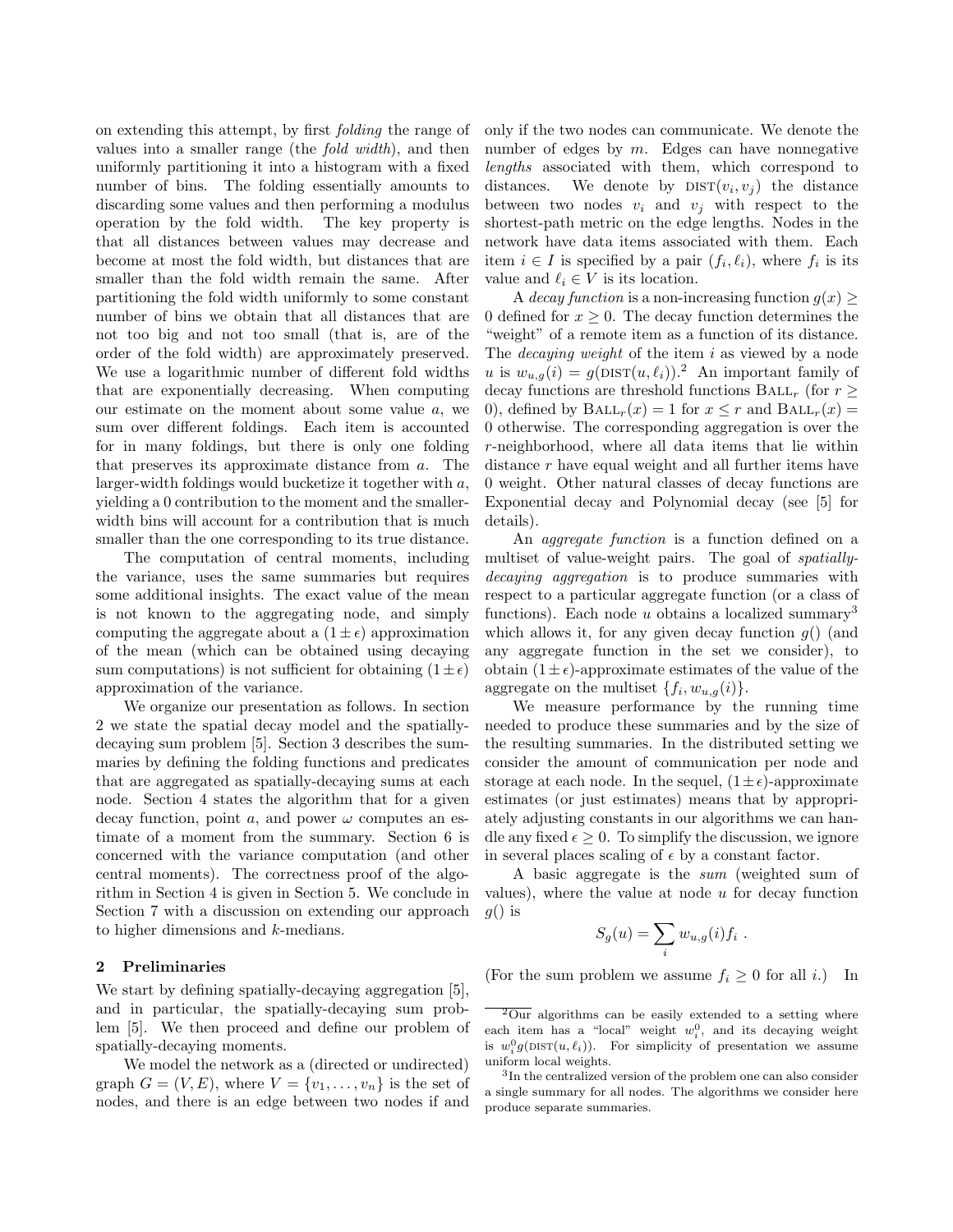on extending this attempt, by first *folding* the range of values into a smaller range (the *fold width*), and then uniformly partitioning it into a histogram with a fixed number of bins. The folding essentially amounts to discarding some values and then performing a modulus operation by the fold width. The key property is that all distances between values may decrease and become at most the fold width, but distances that are smaller than the fold width remain the same. After partitioning the fold width uniformly to some constant number of bins we obtain that all distances that are not too big and not too small (that is, are of the order of the fold width) are approximately preserved. We use a logarithmic number of different fold widths that are exponentially decreasing. When computing our estimate on the moment about some value $a$, we sum over different foldings. Each item is accounted for in many foldings, but there is only one folding that preserves its approximate distance from $a$. The larger-width foldings would bucketize it together with $a$, yielding a 0 contribution to the moment and the smaller-width bins will account for a contribution that is much smaller than the one corresponding to its true distance.

The computation of central moments, including the variance, uses the same summaries but requires some additional insights. The exact value of the mean is not known to the aggregating node, and simply computing the aggregate about a $(1 \pm \epsilon)$ approximation of the mean (which can be obtained using decaying sum computations) is not sufficient for obtaining $(1 \pm \epsilon)$ approximation of the variance.

We organize our presentation as follows. In section 2 we state the spatial decay model and the spatially-decaying sum problem [5]. Section 3 describes the summaries by defining the folding functions and predicates that are aggregated as spatially-decaying sums at each node. Section 4 states the algorithm that for a given decay function, point $a$, and power $\omega$ computes an estimate of a moment from the summary. Section 6 is concerned with the variance computation (and other central moments). The correctness proof of the algorithm in Section 4 is given in Section 5. We conclude in Section 7 with a discussion on extending our approach to higher dimensions and $k$-medians.

## 2 Preliminaries

We start by defining spatially-decaying aggregation [5], and in particular, the spatially-decaying sum problem [5]. We then proceed and define our problem of spatially-decaying moments.

We model the network as a (directed or undirected) graph $G = (V, E)$, where $V = \{v_1, \ldots, v_n\}$ is the set of nodes, and there is an edge between two nodes if and only if the two nodes can communicate. We denote the number of edges by $m$. Edges can have nonnegative *lengths* associated with them, which correspond to distances. We denote by $\textsc{dist}(v_i, v_j)$ the distance between two nodes $v_i$ and $v_j$ with respect to the shortest-path metric on the edge lengths. Nodes in the network have data items associated with them. Each item $i \in I$ is specified by a pair $(f_i, \ell_i)$, where $f_i$ is its value and $\ell_i \in V$ is its location.

A *decay function* is a non-increasing function $g(x) \geq 0$ defined for $x \geq 0$. The decay function determines the "weight" of a remote item as a function of its distance. The *decaying weight* of the item $i$ as viewed by a node $u$ is $w_{u,g}(i) = g(\textsc{dist}(u, \ell_i))$.[2] An important family of decay functions are threshold functions $\textsc{Ball}_r$ (for $r \geq 0$), defined by $\textsc{Ball}_r(x) = 1$ for $x \leq r$ and $\textsc{Ball}_r(x) = 0$ otherwise. The corresponding aggregation is over the $r$-neighborhood, where all data items that lie within distance $r$ have equal weight and all further items have 0 weight. Other natural classes of decay functions are Exponential decay and Polynomial decay (see [5] for details).

An *aggregate function* is a function defined on a multiset of value-weight pairs. The goal of *spatially-decaying aggregation* is to produce summaries with respect to a particular aggregate function (or a class of functions). Each node $u$ obtains a localized summary[3] which allows it, for any given decay function $g()$ (and any aggregate function in the set we consider), to obtain $(1 \pm \epsilon)$-approximate estimates of the value of the aggregate on the multiset $\{f_i, w_{u,g}(i)\}$.

We measure performance by the running time needed to produce these summaries and by the size of the resulting summaries. In the distributed setting we consider the amount of communication per node and storage at each node. In the sequel, $(1 \pm \epsilon)$-approximate estimates (or just estimates) means that by appropriately adjusting constants in our algorithms we can handle any fixed $\epsilon \geq 0$. To simplify the discussion, we ignore in several places scaling of $\epsilon$ by a constant factor.

A basic aggregate is the *sum* (weighted sum of values), where the value at node $u$ for decay function $g()$ is

$$S_g(u) = \sum_i w_{u,g}(i) f_i \ .$$

(For the sum problem we assume $f_i \geq 0$ for all $i$.) In

---

[2] Our algorithms can be easily extended to a setting where each item has a "local" weight $w_i^0$, and its decaying weight is $w_i^0 g(\textsc{dist}(u, \ell_i))$. For simplicity of presentation we assume uniform local weights.

[3] In the centralized version of the problem one can also consider a single summary for all nodes. The algorithms we consider here produce separate summaries.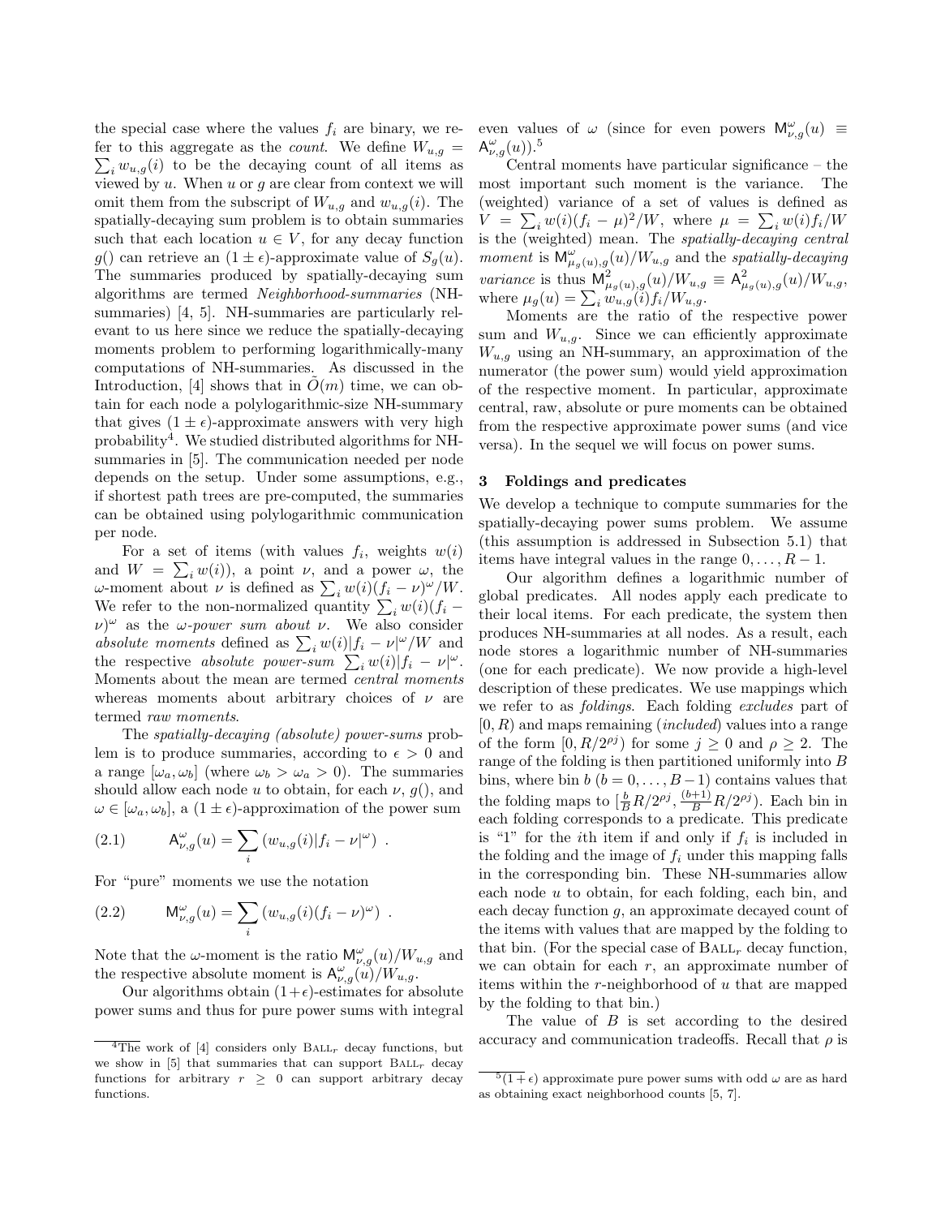the special case where the values $f_i$ are binary, we refer to this aggregate as the *count*. We define $W_{u,g} = \sum_i w_{u,g}(i)$ to be the decaying count of all items as viewed by $u$. When $u$ or $g$ are clear from context we will omit them from the subscript of $W_{u,g}$ and $w_{u,g}(i)$. The spatially-decaying sum problem is to obtain summaries such that each location $u \in V$, for any decay function $g()$ can retrieve an $(1 \pm \epsilon)$-approximate value of $S_g(u)$. The summaries produced by spatially-decaying sum algorithms are termed *Neighborhood-summaries* (NH-summaries) [4, 5]. NH-summaries are particularly relevant to us here since we reduce the spatially-decaying moments problem to performing logarithmically-many computations of NH-summaries. As discussed in the Introduction, [4] shows that in $\tilde{O}(m)$ time, we can obtain for each node a polylogarithmic-size NH-summary that gives $(1 \pm \epsilon)$-approximate answers with very high probability[4]. We studied distributed algorithms for NH-summaries in [5]. The communication needed per node depends on the setup. Under some assumptions, e.g., if shortest path trees are pre-computed, the summaries can be obtained using polylogarithmic communication per node.

For a set of items (with values $f_i$, weights $w(i)$ and $W = \sum_i w(i)$), a point $\nu$, and a power $\omega$, the $\omega$-moment about $\nu$ is defined as $\sum_i w(i)(f_i - \nu)^\omega / W$. We refer to the non-normalized quantity $\sum_i w(i)(f_i - \nu)^\omega$ as the *$\omega$-power sum about $\nu$*. We also consider *absolute moments* defined as $\sum_i w(i)|f_i - \nu|^\omega / W$ and the respective *absolute power-sum* $\sum_i w(i)|f_i - \nu|^\omega$. Moments about the mean are termed *central moments* whereas moments about arbitrary choices of $\nu$ are termed *raw moments*.

The *spatially-decaying (absolute) power-sums* problem is to produce summaries, according to $\epsilon > 0$ and a range $[\omega_a, \omega_b]$ (where $\omega_b > \omega_a > 0$). The summaries should allow each node $u$ to obtain, for each $\nu$, $g()$, and $\omega \in [\omega_a, \omega_b]$, a $(1 \pm \epsilon)$-approximation of the power sum

$$\mathsf{A}^\omega_{\nu,g}(u) = \sum_i \left(w_{u,g}(i)|f_i - \nu|^\omega\right) \ . \tag{2.1}$$

For "pure" moments we use the notation

$$\mathsf{M}^\omega_{\nu,g}(u) = \sum_i \left(w_{u,g}(i)(f_i - \nu)^\omega\right) \ . \tag{2.2}$$

Note that the $\omega$-moment is the ratio $\mathsf{M}^\omega_{\nu,g}(u)/W_{u,g}$ and the respective absolute moment is $\mathsf{A}^\omega_{\nu,g}(u)/W_{u,g}$.

Our algorithms obtain $(1+\epsilon)$-estimates for absolute power sums and thus for pure power sums with integral even values of $\omega$ (since for even powers $\mathsf{M}^\omega_{\nu,g}(u) \equiv \mathsf{A}^\omega_{\nu,g}(u)$).[5]

Central moments have particular significance – the most important such moment is the variance. The (weighted) variance of a set of values is defined as $V = \sum_i w(i)(f_i - \mu)^2/W$, where $\mu = \sum_i w(i)f_i/W$ is the (weighted) mean. The *spatially-decaying central moment* is $\mathsf{M}^\omega_{\mu_g(u),g}(u)/W_{u,g}$ and the *spatially-decaying variance* is thus $\mathsf{M}^2_{\mu_g(u),g}(u)/W_{u,g} \equiv \mathsf{A}^2_{\mu_g(u),g}(u)/W_{u,g}$, where $\mu_g(u) = \sum_i w_{u,g}(i)f_i/W_{u,g}$.

Moments are the ratio of the respective power sum and $W_{u,g}$. Since we can efficiently approximate $W_{u,g}$ using an NH-summary, an approximation of the numerator (the power sum) would yield approximation of the respective moment. In particular, approximate central, raw, absolute or pure moments can be obtained from the respective approximate power sums (and vice versa). In the sequel we will focus on power sums.

## 3 Foldings and predicates

We develop a technique to compute summaries for the spatially-decaying power sums problem. We assume (this assumption is addressed in Subsection 5.1) that items have integral values in the range $0, \ldots, R-1$.

Our algorithm defines a logarithmic number of global predicates. All nodes apply each predicate to their local items. For each predicate, the system then produces NH-summaries at all nodes. As a result, each node stores a logarithmic number of NH-summaries (one for each predicate). We now provide a high-level description of these predicates. We use mappings which we refer to as *foldings*. Each folding *excludes* part of $[0, R)$ and maps remaining (*included*) values into a range of the form $[0, R/2^{\rho j})$ for some $j \geq 0$ and $\rho \geq 2$. The range of the folding is then partitioned uniformly into $B$ bins, where bin $b$ ($b = 0, \ldots, B-1$) contains values that the folding maps to $[\frac{b}{B}R/2^{\rho j}, \frac{(b+1)}{B}R/2^{\rho j})$. Each bin in each folding corresponds to a predicate. This predicate is "1" for the $i$th item if and only if $f_i$ is included in the folding and the image of $f_i$ under this mapping falls in the corresponding bin. These NH-summaries allow each node $u$ to obtain, for each folding, each bin, and each decay function $g$, an approximate decayed count of the items with values that are mapped by the folding to that bin. (For the special case of $\text{BALL}_r$ decay function, we can obtain for each $r$, an approximate number of items within the $r$-neighborhood of $u$ that are mapped by the folding to that bin.)

The value of $B$ is set according to the desired accuracy and communication tradeoffs. Recall that $\rho$ is

---

[4] The work of [4] considers only $\text{BALL}_r$ decay functions, but we show in [5] that summaries that can support $\text{BALL}_r$ decay functions for arbitrary $r \geq 0$ can support arbitrary decay functions.

[5] $(1 + \epsilon)$ approximate pure power sums with odd $\omega$ are as hard as obtaining exact neighborhood counts [5, 7].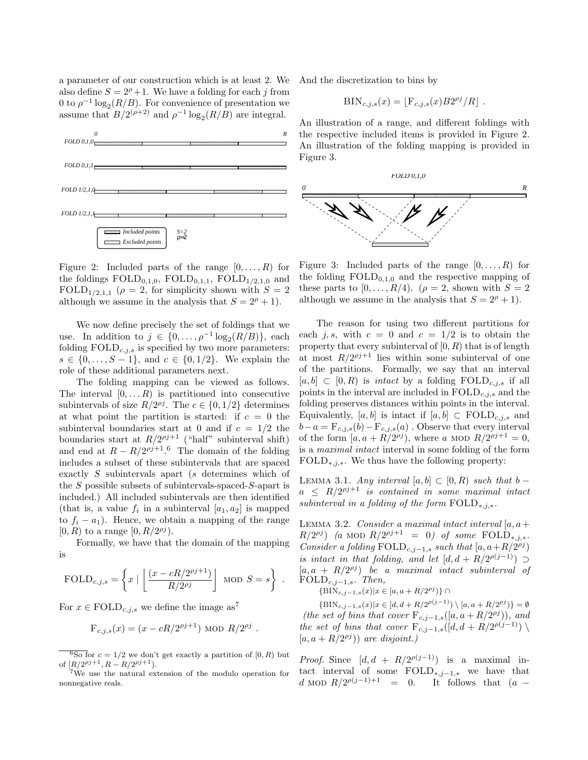a parameter of our construction which is at least 2. We also define $S = 2^\rho + 1$. We have a folding for each $j$ from 0 to $\rho^{-1}\log_2(R/B)$. For convenience of presentation we assume that $B/2^{(\rho+2)}$ and $\rho^{-1}\log_2(R/B)$ are integral.

Figure 2: Included parts of the range $[0,\ldots,R)$ for the foldings $\mathrm{FOLD}_{0,1,0}$, $\mathrm{FOLD}_{0,1,1}$, $\mathrm{FOLD}_{1/2,1,0}$ and $\mathrm{FOLD}_{1/2,1,1}$ ($\rho = 2$, for simplicity shown with $S = 2$ although we assume in the analysis that $S = 2^\rho + 1$).

We now define precisely the set of foldings that we use. In addition to $j \in \{0,\ldots,\rho^{-1}\log_2(R/B)\}$, each folding $\mathrm{FOLD}_{c,j,s}$ is specified by two more parameters: $s \in \{0,\ldots,S-1\}$, and $c \in \{0,1/2\}$. We explain the role of these additional parameters next.

The folding mapping can be viewed as follows. The interval $[0,\ldots R)$ is partitioned into consecutive subintervals of size $R/2^{\rho j}$. The $c \in \{0,1/2\}$ determines at what point the partition is started: if $c = 0$ the subinterval boundaries start at 0 and if $c = 1/2$ the boundaries start at $R/2^{\rho j+1}$ ("half" subinterval shift) and end at $R - R/2^{\rho j+1}$.[6] The domain of the folding includes a subset of these subintervals that are spaced exactly $S$ subintervals apart ($s$ determines which of the $S$ possible subsets of subintervals-spaced-$S$-apart is included.) All included subintervals are then identified (that is, a value $f_i$ in a subinterval $[a_1,a_2]$ is mapped to $f_i - a_1$). Hence, we obtain a mapping of the range $[0,R)$ to a range $[0,R/2^{\rho j})$.

Formally, we have that the domain of the mapping is

$$\mathrm{FOLD}_{c,j,s} = \left\{ x \mid \left\lfloor \frac{(x - cR/2^{\rho j+1})}{R/2^{\rho j}} \right\rfloor \bmod S = s \right\} .$$

For $x \in \mathrm{FOLD}_{c,j,s}$ we define the image as[7]

$$\mathrm{F}_{c,j,s}(x) = (x - cR/2^{\rho j+1}) \bmod R/2^{\rho j} .$$

[6] So for $c = 1/2$ we don't get exactly a partition of $[0,R)$ but of $[R/2^{\rho j+1}, R - R/2^{\rho j+1})$.

[7] We use the natural extension of the modulo operation for nonnegative reals.

And the discretization to bins by

$$\mathrm{BIN}_{c,j,s}(x) = \lfloor \mathrm{F}_{c,j,s}(x) B 2^{\rho j}/R \rfloor .$$

An illustration of a range, and different foldings with the respective included items is provided in Figure 2. An illustration of the folding mapping is provided in Figure 3.

Figure 3: Included parts of the range $[0,\ldots,R)$ for the folding $\mathrm{FOLD}_{0,1,0}$ and the respective mapping of these parts to $[0,\ldots,R/4)$. ($\rho = 2$, shown with $S = 2$ although we assume in the analysis that $S = 2^\rho + 1$).

The reason for using two different partitions for each $j,s$, with $c = 0$ and $c = 1/2$ is to obtain the property that every subinterval of $[0,R)$ that is of length at most $R/2^{\rho j+1}$ lies within some subinterval of one of the partitions. Formally, we say that an interval $[a,b] \subset [0,R)$ is *intact* by a folding $\mathrm{FOLD}_{c,j,s}$ if all points in the interval are included in $\mathrm{FOLD}_{c,j,s}$ and the folding preserves distances within points in the interval. Equivalently, $[a,b]$ is intact if $[a,b] \subset \mathrm{FOLD}_{c,j,s}$ and $b - a = \mathrm{F}_{c,j,s}(b) - \mathrm{F}_{c,j,s}(a)$ . Observe that every interval of the form $[a, a + R/2^{\rho j})$, where $a \bmod R/2^{\rho j+1} = 0$, is a *maximal intact* interval in some folding of the form $\mathrm{FOLD}_{*,j,*}$. We thus have the following property:

Lemma 3.1. *Any interval $[a,b] \subset [0,R)$ such that $b - a \le R/2^{\rho j+1}$ is contained in some maximal intact subinterval in a folding of the form $\mathrm{FOLD}_{*,j,*}$.*

Lemma 3.2. *Consider a maximal intact interval $[a, a + R/2^{\rho j})$ ($a \bmod R/2^{\rho j+1} = 0$) of some $\mathrm{FOLD}_{*,j,*}$. Consider a folding $\mathrm{FOLD}_{c,j-1,s}$ such that $[a, a+R/2^{\rho j})$ is intact in that folding, and let $[d, d + R/2^{\rho(j-1)}) \supset [a, a + R/2^{\rho j})$ be a maximal intact subinterval of $\mathrm{FOLD}_{c,j-1,s}$. Then,*

$$\{\mathrm{BIN}_{c,j-1,s}(x) | x \in [a, a + R/2^{\rho j})\} \cap$$
$$\{\mathrm{BIN}_{c,j-1,s}(x) | x \in [d, d + R/2^{\rho(j-1)}) \setminus [a, a + R/2^{\rho j})\} = \emptyset$$

*(the set of bins that cover $\mathrm{F}_{c,j-1,s}([a, a + R/2^{\rho j}))$, and the set of bins that cover $\mathrm{F}_{c,j-1,s}([d, d + R/2^{\rho(j-1)}) \setminus [a, a + R/2^{\rho j}))$ are disjoint.)*

*Proof.* Since $[d, d + R/2^{\rho(j-1)})$ is a maximal intact interval of some $\mathrm{FOLD}_{*,j-1,*}$ we have that $d \bmod R/2^{\rho(j-1)+1} = 0$. It follows that $(a -$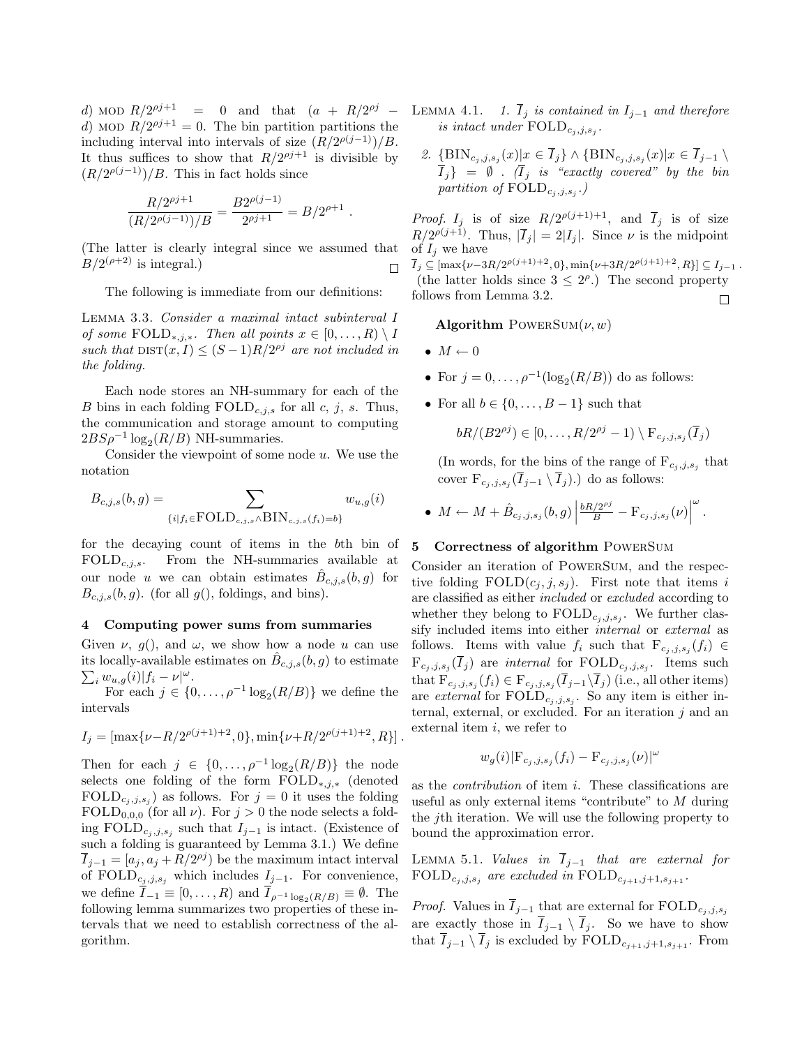$d) \bmod R/2^{\rho j+1} = 0$ and that $(a + R/2^{\rho j} - d) \bmod R/2^{\rho j+1} = 0$. The bin partition partitions the including interval into intervals of size $(R/2^{\rho(j-1)})/B$. It thus suffices to show that $R/2^{\rho j+1}$ is divisible by $(R/2^{\rho(j-1)})/B$. This in fact holds since

$$\frac{R/2^{\rho j+1}}{(R/2^{\rho(j-1)})/B} = \frac{B2^{\rho(j-1)}}{2^{\rho j+1}} = B/2^{\rho+1} .$$

(The latter is clearly integral since we assumed that $B/2^{(\rho+2)}$ is integral.) □

The following is immediate from our definitions:

Lemma 3.3. *Consider a maximal intact subinterval $I$ of some $\mathrm{FOLD}_{*,j,*}$. Then all points $x \in [0,\ldots,R) \setminus I$ such that $\mathrm{DIST}(x, I) \leq (S-1)R/2^{\rho j}$ are not included in the folding.*

Each node stores an NH-summary for each of the $B$ bins in each folding $\mathrm{FOLD}_{c,j,s}$ for all $c$, $j$, $s$. Thus, the communication and storage amount to computing $2BS\rho^{-1}\log_2(R/B)$ NH-summaries.

Consider the viewpoint of some node $u$. We use the notation

$$B_{c,j,s}(b,g) = \sum_{\{i | f_i \in \mathrm{FOLD}_{c,j,s} \wedge \mathrm{BIN}_{c,j,s}(f_i)=b\}} w_{u,g}(i)$$

for the decaying count of items in the $b$th bin of $\mathrm{FOLD}_{c,j,s}$. From the NH-summaries available at our node $u$ we can obtain estimates $\hat{B}_{c,j,s}(b,g)$ for $B_{c,j,s}(b,g)$. (for all $g()$, foldings, and bins).

## 4 Computing power sums from summaries

Given $\nu$, $g()$, and $\omega$, we show how a node $u$ can use its locally-available estimates on $\hat{B}_{c,j,s}(b,g)$ to estimate $\sum_i w_{u,g}(i)|f_i - \nu|^\omega$.

For each $j \in \{0,\ldots,\rho^{-1}\log_2(R/B)\}$ we define the intervals

$$I_j = [\max\{\nu - R/2^{\rho(j+1)+2}, 0\}, \min\{\nu + R/2^{\rho(j+1)+2}, R\}] .$$

Then for each $j \in \{0,\ldots,\rho^{-1}\log_2(R/B)\}$ the node selects one folding of the form $\mathrm{FOLD}_{*,j,*}$ (denoted $\mathrm{FOLD}_{c_j,j,s_j}$) as follows. For $j=0$ it uses the folding $\mathrm{FOLD}_{0,0,0}$ (for all $\nu$). For $j>0$ the node selects a folding $\mathrm{FOLD}_{c_j,j,s_j}$ such that $I_{j-1}$ is intact. (Existence of such a folding is guaranteed by Lemma 3.1.) We define $\overline{I}_{j-1} = [a_j, a_j + R/2^{\rho j})$ be the maximum intact interval of $\mathrm{FOLD}_{c_j,j,s_j}$ which includes $I_{j-1}$. For convenience, we define $\overline{I}_{-1} \equiv [0,\ldots,R)$ and $\overline{I}_{\rho^{-1}\log_2(R/B)} \equiv \emptyset$. The following lemma summarizes two properties of these intervals that we need to establish correctness of the algorithm.

Lemma 4.1. *1. $\overline{I}_j$ is contained in $I_{j-1}$ and therefore is intact under $\mathrm{FOLD}_{c_j,j,s_j}$.*

*2. $\{\mathrm{BIN}_{c_j,j,s_j}(x) | x \in \overline{I}_j\} \wedge \{\mathrm{BIN}_{c_j,j,s_j}(x) | x \in \overline{I}_{j-1} \setminus \overline{I}_j\} = \emptyset$ . ($\overline{I}_j$ is "exactly covered" by the bin partition of $\mathrm{FOLD}_{c_j,j,s_j}$.)*

*Proof.* $I_j$ is of size $R/2^{\rho(j+1)+1}$, and $\overline{I}_j$ is of size $R/2^{\rho(j+1)}$. Thus, $|\overline{I}_j| = 2|I_j|$. Since $\nu$ is the midpoint of $I_j$ we have
$\overline{I}_j \subseteq [\max\{\nu - 3R/2^{\rho(j+1)+2}, 0\}, \min\{\nu + 3R/2^{\rho(j+1)+2}, R\}] \subseteq I_{j-1}$ .
(the latter holds since $3 \leq 2^\rho$.) The second property follows from Lemma 3.2. □

**Algorithm** PowerSum$(\nu, w)$

- $M \leftarrow 0$
- For $j = 0,\ldots,\rho^{-1}(\log_2(R/B))$ do as follows:
- For all $b \in \{0,\ldots,B-1\}$ such that

  $$bR/(B2^{\rho j}) \in [0,\ldots,R/2^{\rho j}-1) \setminus \mathrm{F}_{c_j,j,s_j}(\overline{I}_j)$$

  (In words, for the bins of the range of $\mathrm{F}_{c_j,j,s_j}$ that cover $\mathrm{F}_{c_j,j,s_j}(\overline{I}_{j-1} \setminus \overline{I}_j)$.) do as follows:
- $M \leftarrow M + \hat{B}_{c_j,j,s_j}(b,g) \left| \frac{bR/2^{\rho j}}{B} - \mathrm{F}_{c_j,j,s_j}(\nu) \right|^\omega$.

## 5 Correctness of algorithm PowerSum

Consider an iteration of PowerSum, and the respective folding $\mathrm{FOLD}(c_j, j, s_j)$. First note that items $i$ are classified as either *included* or *excluded* according to whether they belong to $\mathrm{FOLD}_{c_j,j,s_j}$. We further classify included items into either *internal* or *external* as follows. Items with value $f_i$ such that $\mathrm{F}_{c_j,j,s_j}(f_i) \in \mathrm{F}_{c_j,j,s_j}(\overline{I}_j)$ are *internal* for $\mathrm{FOLD}_{c_j,j,s_j}$. Items such that $\mathrm{F}_{c_j,j,s_j}(f_i) \in \mathrm{F}_{c_j,j,s_j}(\overline{I}_{j-1} \setminus \overline{I}_j)$ (i.e., all other items) are *external* for $\mathrm{FOLD}_{c_j,j,s_j}$. So any item is either internal, external, or excluded. For an iteration $j$ and an external item $i$, we refer to

$$w_g(i)|\mathrm{F}_{c_j,j,s_j}(f_i) - \mathrm{F}_{c_j,j,s_j}(\nu)|^\omega$$

as the *contribution* of item $i$. These classifications are useful as only external items "contribute" to $M$ during the $j$th iteration. We will use the following property to bound the approximation error.

Lemma 5.1. *Values in $\overline{I}_{j-1}$ that are external for $\mathrm{FOLD}_{c_j,j,s_j}$ are excluded in $\mathrm{FOLD}_{c_{j+1},j+1,s_{j+1}}$.*

*Proof.* Values in $\overline{I}_{j-1}$ that are external for $\mathrm{FOLD}_{c_j,j,s_j}$ are exactly those in $\overline{I}_{j-1} \setminus \overline{I}_j$. So we have to show that $\overline{I}_{j-1} \setminus \overline{I}_j$ is excluded by $\mathrm{FOLD}_{c_{j+1},j+1,s_{j+1}}$. From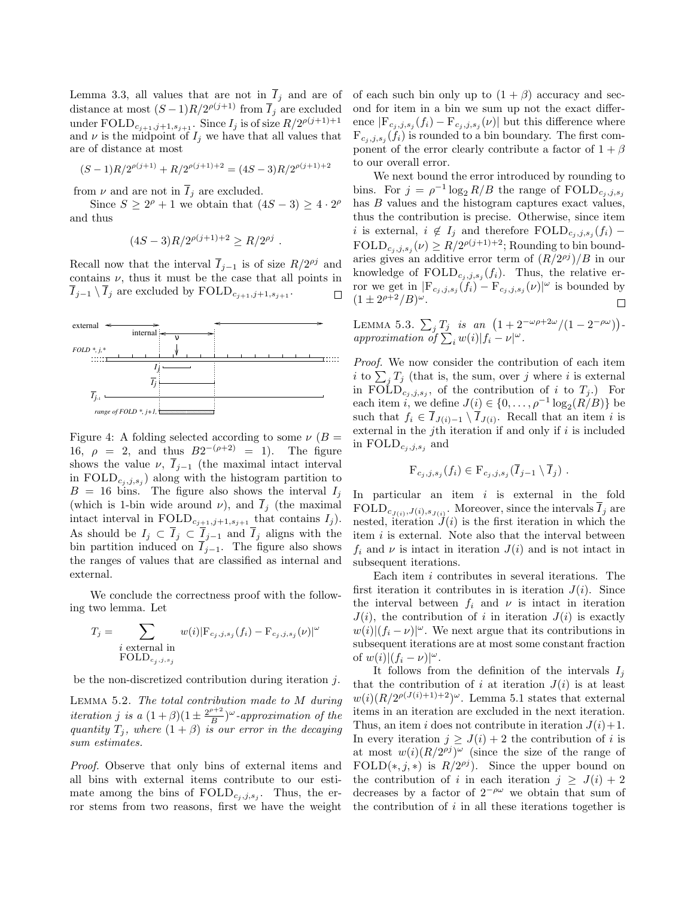Lemma 3.3, all values that are not in $\overline{I}_j$ and are of distance at most $(S-1)R/2^{\rho(j+1)}$ from $\overline{I}_j$ are excluded under $\mathrm{FOLD}_{c_{j+1},j+1,s_{j+1}}$. Since $I_j$ is of size $R/2^{\rho(j+1)+1}$ and $\nu$ is the midpoint of $I_j$ we have that all values that are of distance at most

$$(S-1)R/2^{\rho(j+1)} + R/2^{\rho(j+1)+2} = (4S-3)R/2^{\rho(j+1)+2}$$

from $\nu$ and are not in $\overline{I}_j$ are excluded.

Since $S \geq 2^\rho + 1$ we obtain that $(4S-3) \geq 4 \cdot 2^\rho$ and thus

$$(4S-3)R/2^{\rho(j+1)+2} \geq R/2^{\rho j} .$$

Recall now that the interval $\overline{I}_{j-1}$ is of size $R/2^{\rho j}$ and contains $\nu$, thus it must be the case that all points in $\overline{I}_{j-1} \setminus \overline{I}_j$ are excluded by $\mathrm{FOLD}_{c_{j+1},j+1,s_{j+1}}$. □

Figure 4: A folding selected according to some $\nu$ ($B = 16$, $\rho = 2$, and thus $B2^{-(\rho+2)} = 1$). The figure shows the value $\nu$, $\overline{I}_{j-1}$ (the maximal intact interval in $\mathrm{FOLD}_{c_j,j,s_j}$) along with the histogram partition to $B = 16$ bins. The figure also shows the interval $I_j$ (which is 1-bin wide around $\nu$), and $\overline{I}_j$ (the maximal intact interval in $\mathrm{FOLD}_{c_{j+1},j+1,s_{j+1}}$ that contains $I_j$). As should be $I_j \subset \overline{I}_j \subset \overline{I}_{j-1}$ and $\overline{I}_j$ aligns with the bin partition induced on $\overline{I}_{j-1}$. The figure also shows the ranges of values that are classified as internal and external.

We conclude the correctness proof with the following two lemma. Let

$$T_j = \sum_{\substack{i \text{ external in} \\ \mathrm{FOLD}_{c_j,j,s_j}}} w(i)|\mathrm{F}_{c_j,j,s_j}(f_i) - \mathrm{F}_{c_j,j,s_j}(\nu)|^\omega$$

be the non-discretized contribution during iteration $j$.

Lemma 5.2. *The total contribution made to $M$ during iteration $j$ is a $(1+\beta)(1 \pm \frac{2^{\rho+2}}{B})^\omega$-approximation of the quantity $T_j$, where $(1+\beta)$ is our error in the decaying sum estimates.*

*Proof.* Observe that only bins of external items and all bins with external items contribute to our estimate among the bins of $\mathrm{FOLD}_{c_j,j,s_j}$. Thus, the error stems from two reasons, first we have the weight of each such bin only up to $(1+\beta)$ accuracy and second for item in a bin we sum up not the exact difference $|\mathrm{F}_{c_j,j,s_j}(f_i) - \mathrm{F}_{c_j,j,s_j}(\nu)|$ but this difference where $\mathrm{F}_{c_j,j,s_j}(f_i)$ is rounded to a bin boundary. The first component of the error clearly contribute a factor of $1+\beta$ to our overall error.

We next bound the error introduced by rounding to bins. For $j = \rho^{-1}\log_2 R/B$ the range of $\mathrm{FOLD}_{c_j,j,s_j}$ has $B$ values and the histogram captures exact values, thus the contribution is precise. Otherwise, since item $i$ is external, $i \notin I_j$ and therefore $\mathrm{FOLD}_{c_j,j,s_j}(f_i) - \mathrm{FOLD}_{c_j,j,s_j}(\nu) \geq R/2^{\rho(j+1)+2}$; Rounding to bin boundaries gives an additive error term of $(R/2^{\rho j})/B$ in our knowledge of $\mathrm{FOLD}_{c_j,j,s_j}(f_i)$. Thus, the relative error we get in $|\mathrm{F}_{c_j,j,s_j}(f_i) - \mathrm{F}_{c_j,j,s_j}(\nu)|^\omega$ is bounded by $(1 \pm 2^{\rho+2}/B)^\omega$. □

Lemma 5.3. *$\sum_j T_j$ is an $\left(1 + 2^{-\omega\rho+2\omega}/(1-2^{-\rho\omega})\right)$-approximation of $\sum_i w(i)|f_i - \nu|^\omega$.*

*Proof.* We now consider the contribution of each item $i$ to $\sum_j T_j$ (that is, the sum, over $j$ where $i$ is external in $\mathrm{FOLD}_{c_j,j,s_j}$, of the contribution of $i$ to $T_j$.) For each item $i$, we define $J(i) \in \{0, \ldots, \rho^{-1}\log_2(R/B)\}$ be such that $f_i \in \overline{I}_{J(i)-1} \setminus \overline{I}_{J(i)}$. Recall that an item $i$ is external in the $j$th iteration if and only if $i$ is included in $\mathrm{FOLD}_{c_j,j,s_j}$ and

$$\mathrm{F}_{c_j,j,s_j}(f_i) \in \mathrm{F}_{c_j,j,s_j}(\overline{I}_{j-1} \setminus \overline{I}_j) .$$

In particular an item $i$ is external in the fold $\mathrm{FOLD}_{c_{J(i)},J(i),s_{J(i)}}$. Moreover, since the intervals $\overline{I}_j$ are nested, iteration $J(i)$ is the first iteration in which the item $i$ is external. Note also that the interval between $f_i$ and $\nu$ is intact in iteration $J(i)$ and is not intact in subsequent iterations.

Each item $i$ contributes in several iterations. The first iteration it contributes in is iteration $J(i)$. Since the interval between $f_i$ and $\nu$ is intact in iteration $J(i)$, the contribution of $i$ in iteration $J(i)$ is exactly $w(i)|(f_i - \nu)|^\omega$. We next argue that its contributions in subsequent iterations are at most some constant fraction of $w(i)|(f_i - \nu)|^\omega$.

It follows from the definition of the intervals $I_j$ that the contribution of $i$ at iteration $J(i)$ is at least $w(i)(R/2^{\rho(J(i)+1)+2})^\omega$. Lemma 5.1 states that external items in an iteration are excluded in the next iteration. Thus, an item $i$ does not contribute in iteration $J(i)+1$. In every iteration $j \geq J(i)+2$ the contribution of $i$ is at most $w(i)(R/2^{\rho j})^\omega$ (since the size of the range of $\mathrm{FOLD}(*,j,*)$ is $R/2^{\rho j}$). Since the upper bound on the contribution of $i$ in each iteration $j \geq J(i)+2$ decreases by a factor of $2^{-\rho\omega}$ we obtain that sum of the contribution of $i$ in all these iterations together is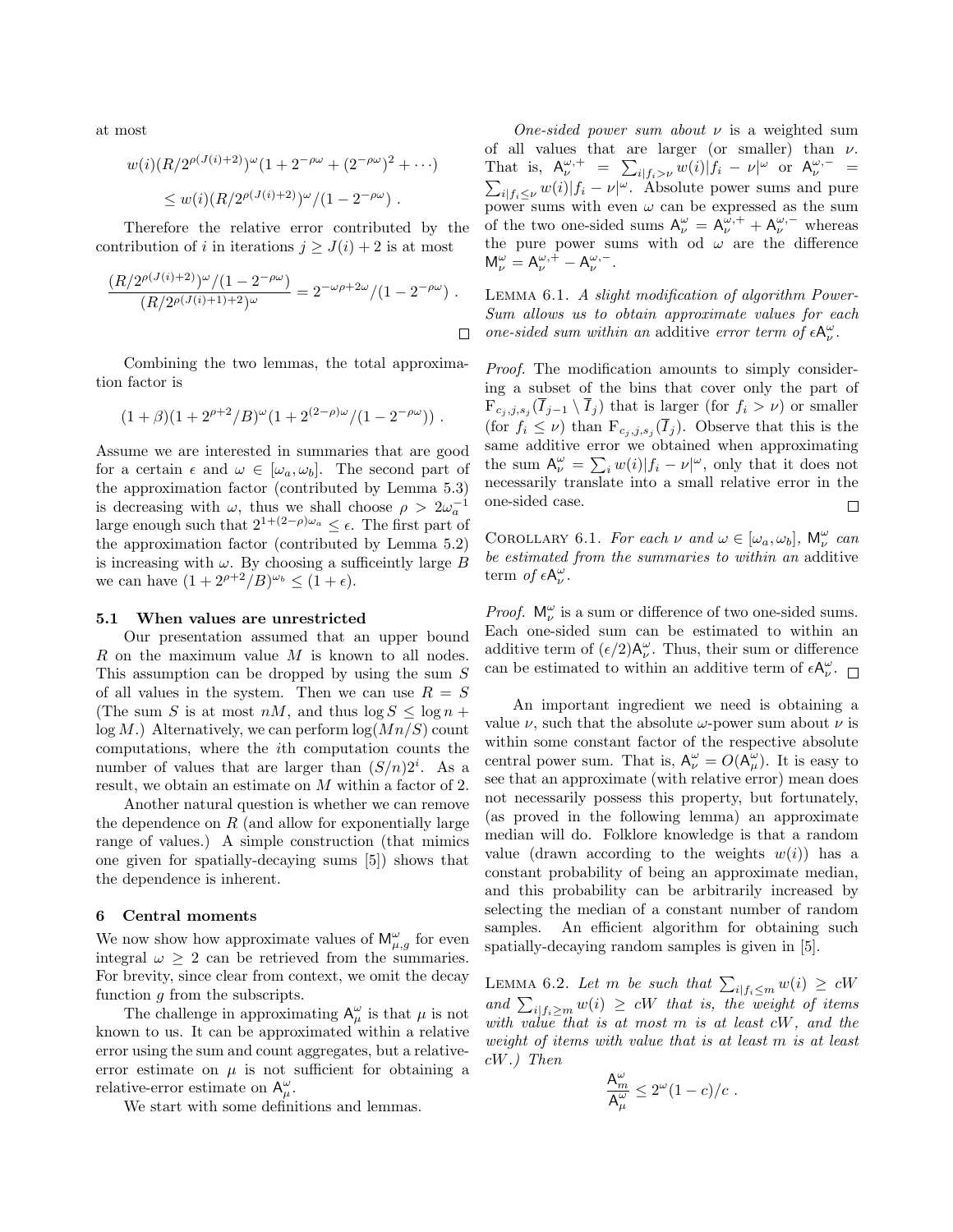at most

$$w(i)(R/2^{\rho(J(i)+2)})^{\omega}(1 + 2^{-\rho\omega} + (2^{-\rho\omega})^2 + \cdots)$$

$$\leq w(i)(R/2^{\rho(J(i)+2)})^{\omega}/(1 - 2^{-\rho\omega}) \ .$$

Therefore the relative error contributed by the contribution of $i$ in iterations $j \geq J(i) + 2$ is at most

$$\frac{(R/2^{\rho(J(i)+2)})^{\omega}/(1 - 2^{-\rho\omega})}{(R/2^{\rho(J(i)+1)+2})^{\omega}} = 2^{-\omega\rho+2\omega}/(1 - 2^{-\rho\omega}) \ .$$

□

Combining the two lemmas, the total approximation factor is

$$(1+\beta)(1 + 2^{\rho+2}/B)^{\omega}(1 + 2^{(2-\rho)\omega}/(1 - 2^{-\rho\omega})) \ .$$

Assume we are interested in summaries that are good for a certain $\epsilon$ and $\omega \in [\omega_a, \omega_b]$. The second part of the approximation factor (contributed by Lemma 5.3) is decreasing with $\omega$, thus we shall choose $\rho > 2\omega_a^{-1}$ large enough such that $2^{1+(2-\rho)\omega_a} \leq \epsilon$. The first part of the approximation factor (contributed by Lemma 5.2) is increasing with $\omega$. By choosing a sufficeintly large $B$ we can have $(1 + 2^{\rho+2}/B)^{\omega_b} \leq (1 + \epsilon)$.

### 5.1 When values are unrestricted

Our presentation assumed that an upper bound $R$ on the maximum value $M$ is known to all nodes. This assumption can be dropped by using the sum $S$ of all values in the system. Then we can use $R = S$ (The sum $S$ is at most $nM$, and thus $\log S \leq \log n + \log M$.) Alternatively, we can perform $\log(Mn/S)$ count computations, where the $i$th computation counts the number of values that are larger than $(S/n)2^i$. As a result, we obtain an estimate on $M$ within a factor of 2.

Another natural question is whether we can remove the dependence on $R$ (and allow for exponentially large range of values.) A simple construction (that mimics one given for spatially-decaying sums [5]) shows that the dependence is inherent.

## 6 Central moments

We now show how approximate values of $\mathsf{M}^{\omega}_{\mu,g}$ for even integral $\omega \geq 2$ can be retrieved from the summaries. For brevity, since clear from context, we omit the decay function $g$ from the subscripts.

The challenge in approximating $\mathsf{A}^{\omega}_{\mu}$ is that $\mu$ is not known to us. It can be approximated within a relative error using the sum and count aggregates, but a relative-error estimate on $\mu$ is not sufficient for obtaining a relative-error estimate on $\mathsf{A}^{\omega}_{\mu}$.

We start with some definitions and lemmas.

*One-sided power sum about $\nu$* is a weighted sum of all values that are larger (or smaller) than $\nu$. That is, $\mathsf{A}^{\omega,+}_{\nu} = \sum_{i|f_i>\nu} w(i)|f_i - \nu|^{\omega}$ or $\mathsf{A}^{\omega,-}_{\nu} = \sum_{i|f_i\leq\nu} w(i)|f_i - \nu|^{\omega}$. Absolute power sums and pure power sums with even $\omega$ can be expressed as the sum of the two one-sided sums $\mathsf{A}^{\omega}_{\nu} = \mathsf{A}^{\omega,+}_{\nu} + \mathsf{A}^{\omega,-}_{\nu}$ whereas the pure power sums with od $\omega$ are the difference $\mathsf{M}^{\omega}_{\nu} = \mathsf{A}^{\omega,+}_{\nu} - \mathsf{A}^{\omega,-}_{\nu}$.

Lemma 6.1. *A slight modification of algorithm PowerSum allows us to obtain approximate values for each one-sided sum within an* additive *error term of $\epsilon\mathsf{A}^{\omega}_{\nu}$.*

*Proof.* The modification amounts to simply considering a subset of the bins that cover only the part of $\mathrm{F}_{c_j,j,s_j}(\overline{I}_{j-1} \setminus \overline{I}_j)$ that is larger (for $f_i > \nu$) or smaller (for $f_i \leq \nu$) than $\mathrm{F}_{c_j,j,s_j}(\overline{I}_j)$. Observe that this is the same additive error we obtained when approximating the sum $\mathsf{A}^{\omega}_{\nu} = \sum_i w(i)|f_i - \nu|^{\omega}$, only that it does not necessarily translate into a small relative error in the one-sided case. □

Corollary 6.1. *For each $\nu$ and $\omega \in [\omega_a, \omega_b]$, $\mathsf{M}^{\omega}_{\nu}$ can be estimated from the summaries to within an* additive *term of $\epsilon\mathsf{A}^{\omega}_{\nu}$.*

*Proof.* $\mathsf{M}^{\omega}_{\nu}$ is a sum or difference of two one-sided sums. Each one-sided sum can be estimated to within an additive term of $(\epsilon/2)\mathsf{A}^{\omega}_{\nu}$. Thus, their sum or difference can be estimated to within an additive term of $\epsilon\mathsf{A}^{\omega}_{\nu}$. □

An important ingredient we need is obtaining a value $\nu$, such that the absolute $\omega$-power sum about $\nu$ is within some constant factor of the respective absolute central power sum. That is, $\mathsf{A}^{\omega}_{\nu} = O(\mathsf{A}^{\omega}_{\mu})$. It is easy to see that an approximate (with relative error) mean does not necessarily possess this property, but fortunately, (as proved in the following lemma) an approximate median will do. Folklore knowledge is that a random value (drawn according to the weights $w(i)$) has a constant probability of being an approximate median, and this probability can be arbitrarily increased by selecting the median of a constant number of random samples. An efficient algorithm for obtaining such spatially-decaying random samples is given in [5].

Lemma 6.2. *Let $m$ be such that $\sum_{i|f_i\leq m} w(i) \geq cW$ and $\sum_{i|f_i\geq m} w(i) \geq cW$ that is, the weight of items with value that is at most $m$ is at least $cW$, and the weight of items with value that is at least $m$ is at least $cW$.) Then*

$$\frac{\mathsf{A}^{\omega}_{m}}{\mathsf{A}^{\omega}_{\mu}} \leq 2^{\omega}(1-c)/c \ .$$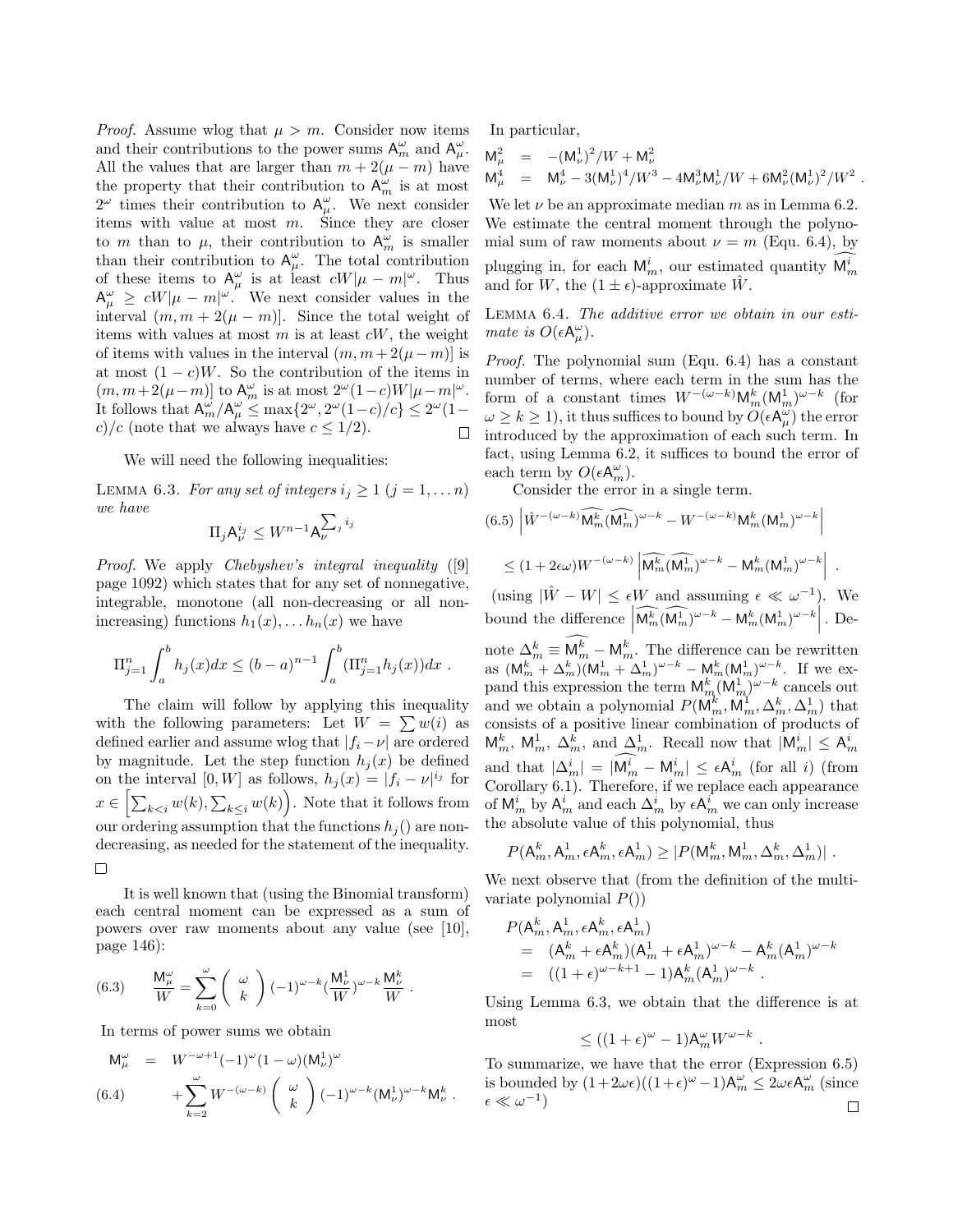*Proof.* Assume wlog that $\mu > m$. Consider now items and their contributions to the power sums $\mathsf{A}^\omega_m$ and $\mathsf{A}^\omega_\mu$. All the values that are larger than $m + 2(\mu - m)$ have the property that their contribution to $\mathsf{A}^\omega_m$ is at most $2^\omega$ times their contribution to $\mathsf{A}^\omega_\mu$. We next consider items with value at most $m$. Since they are closer to $m$ than to $\mu$, their contribution to $\mathsf{A}^\omega_m$ is smaller than their contribution to $\mathsf{A}^\omega_\mu$. The total contribution of these items to $\mathsf{A}^\omega_\mu$ is at least $cW|\mu - m|^\omega$. Thus $\mathsf{A}^\omega_\mu \geq cW|\mu - m|^\omega$. We next consider values in the interval $(m, m+2(\mu - m)]$. Since the total weight of items with values at most $m$ is at least $cW$, the weight of items with values in the interval $(m, m+2(\mu-m)]$ is at most $(1-c)W$. So the contribution of the items in $(m, m+2(\mu-m)]$ to $\mathsf{A}^\omega_m$ is at most $2^\omega(1-c)W|\mu-m|^\omega$. It follows that $\mathsf{A}^\omega_m/\mathsf{A}^\omega_\mu \leq \max\{2^\omega, 2^\omega(1-c)/c\} \leq 2^\omega(1-c)/c$ (note that we always have $c \leq 1/2$). ☐

We will need the following inequalities:

LEMMA 6.3. *For any set of integers $i_j \geq 1$ $(j = 1, \ldots n)$ we have*

$$\Pi_j \mathsf{A}^{i_j}_\nu \leq W^{n-1}\mathsf{A}^{\sum_j i_j}_\nu$$

*Proof.* We apply *Chebyshev's integral inequality* ([9] page 1092) which states that for any set of nonnegative, integrable, monotone (all non-decreasing or all non-increasing) functions $h_1(x), \ldots h_n(x)$ we have

$$\Pi_{j=1}^n \int_a^b h_j(x)dx \leq (b-a)^{n-1}\int_a^b (\Pi_{j=1}^n h_j(x))dx \ .$$

The claim will follow by applying this inequality with the following parameters: Let $W = \sum w(i)$ as defined earlier and assume wlog that $|f_i - \nu|$ are ordered by magnitude. Let the step function $h_j(x)$ be defined on the interval $[0, W]$ as follows, $h_j(x) = |f_i - \nu|^{i_j}$ for $x \in \left[\sum_{k<i} w(k), \sum_{k\leq i} w(k)\right)$. Note that it follows from our ordering assumption that the functions $h_j()$ are non-decreasing, as needed for the statement of the inequality. ☐

It is well known that (using the Binomial transform) each central moment can be expressed as a sum of powers over raw moments about any value (see [10], page 146):

$$\frac{\mathsf{M}^\omega_\mu}{W} = \sum_{k=0}^{\omega}\binom{\omega}{k}(-1)^{\omega-k}\left(\frac{\mathsf{M}^1_\nu}{W}\right)^{\omega-k}\frac{\mathsf{M}^k_\nu}{W} \ . \quad (6.3)$$

In terms of power sums we obtain

$$\begin{aligned}\mathsf{M}^\omega_\mu &= W^{-\omega+1}(-1)^\omega(1-\omega)(\mathsf{M}^1_\nu)^\omega \\ &+ \sum_{k=2}^{\omega} W^{-(\omega-k)}\binom{\omega}{k}(-1)^{\omega-k}(\mathsf{M}^1_\nu)^{\omega-k}\mathsf{M}^k_\nu \ . \quad (6.4)\end{aligned}$$

In particular,

$$\begin{aligned}\mathsf{M}^2_\mu &= -(\mathsf{M}^1_\nu)^2/W + \mathsf{M}^2_\nu \\ \mathsf{M}^4_\mu &= \mathsf{M}^4_\nu - 3(\mathsf{M}^1_\nu)^4/W^3 - 4\mathsf{M}^3_\nu\mathsf{M}^1_\nu/W + 6\mathsf{M}^2_\nu(\mathsf{M}^1_\nu)^2/W^2 \ .\end{aligned}$$

We let $\nu$ be an approximate median $m$ as in Lemma 6.2. We estimate the central moment through the polynomial sum of raw moments about $\nu = m$ (Equ. 6.4), by plugging in, for each $\mathsf{M}^i_m$, our estimated quantity $\widehat{\mathsf{M}^i_m}$ and for $W$, the $(1 \pm \epsilon)$-approximate $\hat{W}$.

LEMMA 6.4. *The additive error we obtain in our estimate is $O(\epsilon\mathsf{A}^\omega_\mu)$.*

*Proof.* The polynomial sum (Equ. 6.4) has a constant number of terms, where each term in the sum has the form of a constant times $W^{-(\omega-k)}\mathsf{M}^k_m(\mathsf{M}^1_m)^{\omega-k}$ (for $\omega \geq k \geq 1$), it thus suffices to bound by $O(\epsilon\mathsf{A}^\omega_\mu)$ the error introduced by the approximation of each such term. In fact, using Lemma 6.2, it suffices to bound the error of each term by $O(\epsilon\mathsf{A}^\omega_m)$.

Consider the error in a single term.

$$\begin{aligned}(6.5)\ &\left|\hat{W}^{-(\omega-k)}\widehat{\mathsf{M}^k_m}(\widehat{\mathsf{M}^1_m})^{\omega-k} - W^{-(\omega-k)}\mathsf{M}^k_m(\mathsf{M}^1_m)^{\omega-k}\right| \\ &\leq (1+2\epsilon\omega)W^{-(\omega-k)}\left|\widehat{\mathsf{M}^k_m}(\widehat{\mathsf{M}^1_m})^{\omega-k} - \mathsf{M}^k_m(\mathsf{M}^1_m)^{\omega-k}\right| \ .\end{aligned}$$

(using $|\hat{W} - W| \leq \epsilon W$ and assuming $\epsilon \ll \omega^{-1}$). We bound the difference $\left|\widehat{\mathsf{M}^k_m}(\widehat{\mathsf{M}^1_m})^{\omega-k} - \mathsf{M}^k_m(\mathsf{M}^1_m)^{\omega-k}\right|$. Denote $\Delta^k_m \equiv \widehat{\mathsf{M}^k_m} - \mathsf{M}^k_m$. The difference can be rewritten as $(\mathsf{M}^k_m + \Delta^k_m)(\mathsf{M}^1_m + \Delta^1_m)^{\omega-k} - \mathsf{M}^k_m(\mathsf{M}^1_m)^{\omega-k}$. If we expand this expression the term $\mathsf{M}^k_m(\mathsf{M}^1_m)^{\omega-k}$ cancels out and we obtain a polynomial $P(\mathsf{M}^k_m, \mathsf{M}^1_m, \Delta^k_m, \Delta^1_m)$ that consists of a positive linear combination of products of $\mathsf{M}^k_m$, $\mathsf{M}^1_m$, $\Delta^k_m$, and $\Delta^1_m$. Recall now that $|\mathsf{M}^i_m| \leq \mathsf{A}^i_m$ and that $|\Delta^i_m| = |\widehat{\mathsf{M}^i_m} - \mathsf{M}^i_m| \leq \epsilon\mathsf{A}^i_m$ (for all $i$) (from Corollary 6.1). Therefore, if we replace each appearance of $\mathsf{M}^i_m$ by $\mathsf{A}^i_m$ and each $\Delta^i_m$ by $\epsilon\mathsf{A}^i_m$ we can only increase the absolute value of this polynomial, thus

$$P(\mathsf{A}^k_m, \mathsf{A}^1_m, \epsilon\mathsf{A}^k_m, \epsilon\mathsf{A}^1_m) \geq |P(\mathsf{M}^k_m, \mathsf{M}^1_m, \Delta^k_m, \Delta^1_m)| \ .$$

We next observe that (from the definition of the multivariate polynomial $P()$)

$$\begin{aligned}&P(\mathsf{A}^k_m, \mathsf{A}^1_m, \epsilon\mathsf{A}^k_m, \epsilon\mathsf{A}^1_m) \\ &= (\mathsf{A}^k_m + \epsilon\mathsf{A}^k_m)(\mathsf{A}^1_m + \epsilon\mathsf{A}^1_m)^{\omega-k} - \mathsf{A}^k_m(\mathsf{A}^1_m)^{\omega-k} \\ &= ((1+\epsilon)^{\omega-k+1} - 1)\mathsf{A}^k_m(\mathsf{A}^1_m)^{\omega-k} \ .\end{aligned}$$

Using Lemma 6.3, we obtain that the difference is at most

$$\leq ((1+\epsilon)^\omega - 1)\mathsf{A}^\omega_m W^{\omega-k} \ .$$

To summarize, we have that the error (Expression 6.5) is bounded by $(1+2\omega\epsilon)((1+\epsilon)^\omega - 1)\mathsf{A}^\omega_m \leq 2\omega\epsilon\mathsf{A}^\omega_m$ (since $\epsilon \ll \omega^{-1}$) ☐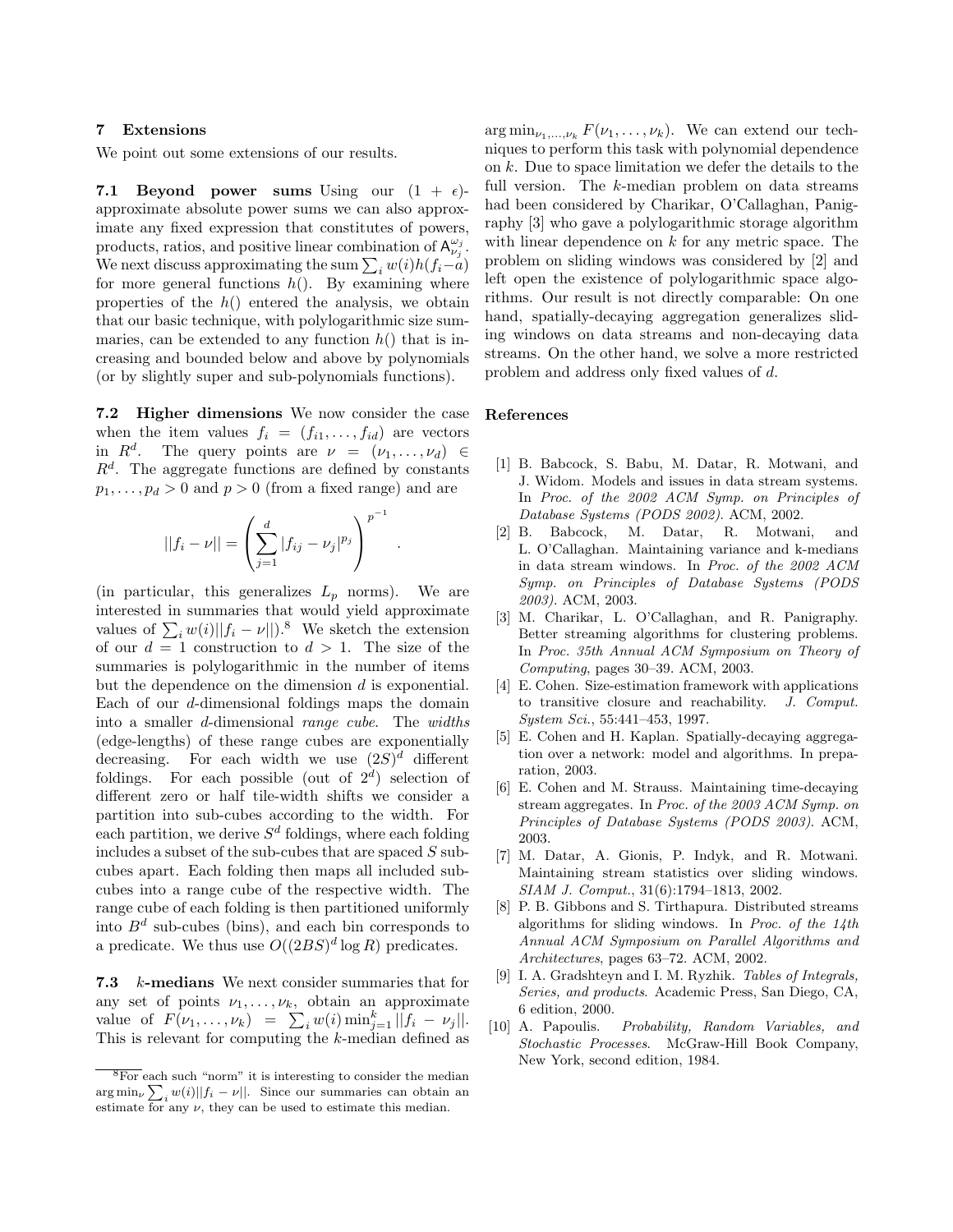## 7 Extensions

We point out some extensions of our results.

**7.1 Beyond power sums** Using our $(1+\epsilon)$-approximate absolute power sums we can also approximate any fixed expression that constitutes of powers, products, ratios, and positive linear combination of $\mathsf{A}_{\nu_j}^{\omega_j}$. We next discuss approximating the sum $\sum_i w(i)h(f_i - a)$ for more general functions $h()$. By examining where properties of the $h()$ entered the analysis, we obtain that our basic technique, with polylogarithmic size summaries, can be extended to any function $h()$ that is increasing and bounded below and above by polynomials (or by slightly super and sub-polynomials functions).

**7.2 Higher dimensions** We now consider the case when the item values $f_i = (f_{i1}, \ldots, f_{id})$ are vectors in $R^d$. The query points are $\nu = (\nu_1, \ldots, \nu_d) \in R^d$. The aggregate functions are defined by constants $p_1, \ldots, p_d > 0$ and $p > 0$ (from a fixed range) and are

$$||f_i - \nu|| = \left(\sum_{j=1}^{d} |f_{ij} - \nu_j|^{p_j}\right)^{p^{-1}} .$$

(in particular, this generalizes $L_p$ norms). We are interested in summaries that would yield approximate values of $\sum_i w(i)||f_i - \nu||$).[8] We sketch the extension of our $d = 1$ construction to $d > 1$. The size of the summaries is polylogarithmic in the number of items but the dependence on the dimension $d$ is exponential. Each of our $d$-dimensional foldings maps the domain into a smaller $d$-dimensional *range cube*. The *widths* (edge-lengths) of these range cubes are exponentially decreasing. For each width we use $(2S)^d$ different foldings. For each possible (out of $2^d$) selection of different zero or half tile-width shifts we consider a partition into sub-cubes according to the width. For each partition, we derive $S^d$ foldings, where each folding includes a subset of the sub-cubes that are spaced $S$ sub-cubes apart. Each folding then maps all included sub-cubes into a range cube of the respective width. The range cube of each folding is then partitioned uniformly into $B^d$ sub-cubes (bins), and each bin corresponds to a predicate. We thus use $O((2BS)^d \log R)$ predicates.

**7.3 $k$-medians** We next consider summaries that for any set of points $\nu_1, \ldots, \nu_k$, obtain an approximate value of $F(\nu_1, \ldots, \nu_k) = \sum_i w(i) \min_{j=1}^{k} ||f_i - \nu_j||$. This is relevant for computing the $k$-median defined as $\arg\min_{\nu_1,\ldots,\nu_k} F(\nu_1, \ldots, \nu_k)$. We can extend our techniques to perform this task with polynomial dependence on $k$. Due to space limitation we defer the details to the full version. The $k$-median problem on data streams had been considered by Charikar, O'Callaghan, Panigraphy [3] who gave a polylogarithmic storage algorithm with linear dependence on $k$ for any metric space. The problem on sliding windows was considered by [2] and left open the existence of polylogarithmic space algorithms. Our result is not directly comparable: On one hand, spatially-decaying aggregation generalizes sliding windows on data streams and non-decaying data streams. On the other hand, we solve a more restricted problem and address only fixed values of $d$.

[8] For each such "norm" it is interesting to consider the median $\arg\min_\nu \sum_i w(i)||f_i - \nu||$. Since our summaries can obtain an estimate for any $\nu$, they can be used to estimate this median.

## References

[1] B. Babcock, S. Babu, M. Datar, R. Motwani, and J. Widom. Models and issues in data stream systems. In *Proc. of the 2002 ACM Symp. on Principles of Database Systems (PODS 2002)*. ACM, 2002.

[2] B. Babcock, M. Datar, R. Motwani, and L. O'Callaghan. Maintaining variance and k-medians in data stream windows. In *Proc. of the 2002 ACM Symp. on Principles of Database Systems (PODS 2003)*. ACM, 2003.

[3] M. Charikar, L. O'Callaghan, and R. Panigraphy. Better streaming algorithms for clustering problems. In *Proc. 35th Annual ACM Symposium on Theory of Computing*, pages 30–39. ACM, 2003.

[4] E. Cohen. Size-estimation framework with applications to transitive closure and reachability. *J. Comput. System Sci.*, 55:441–453, 1997.

[5] E. Cohen and H. Kaplan. Spatially-decaying aggregation over a network: model and algorithms. In preparation, 2003.

[6] E. Cohen and M. Strauss. Maintaining time-decaying stream aggregates. In *Proc. of the 2003 ACM Symp. on Principles of Database Systems (PODS 2003)*. ACM, 2003.

[7] M. Datar, A. Gionis, P. Indyk, and R. Motwani. Maintaining stream statistics over sliding windows. *SIAM J. Comput.*, 31(6):1794–1813, 2002.

[8] P. B. Gibbons and S. Tirthapura. Distributed streams algorithms for sliding windows. In *Proc. of the 14th Annual ACM Symposium on Parallel Algorithms and Architectures*, pages 63–72. ACM, 2002.

[9] I. A. Gradshteyn and I. M. Ryzhik. *Tables of Integrals, Series, and products*. Academic Press, San Diego, CA, 6 edition, 2000.

[10] A. Papoulis. *Probability, Random Variables, and Stochastic Processes*. McGraw-Hill Book Company, New York, second edition, 1984.